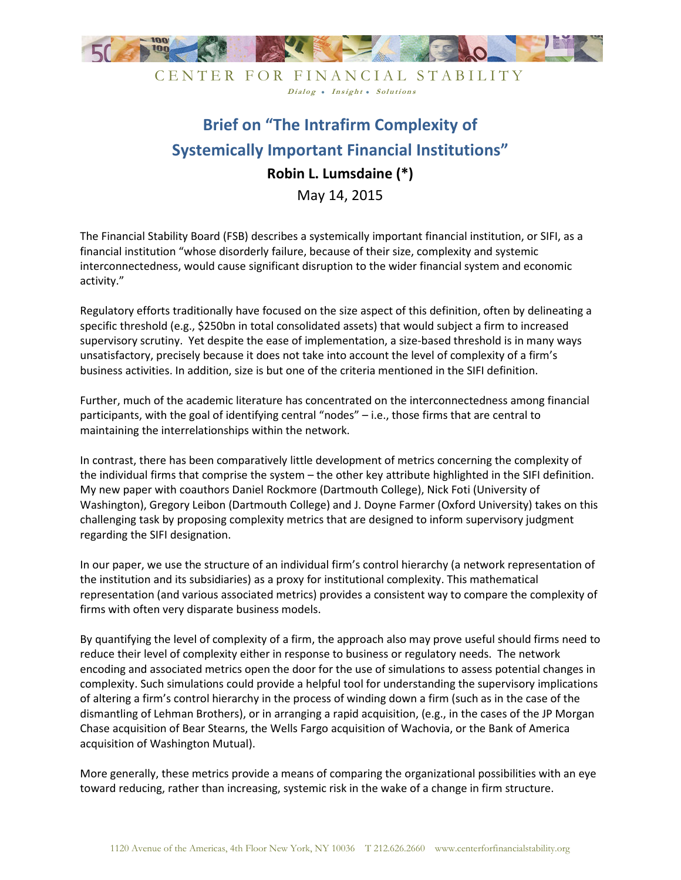CENTER FOR FINANCIAL STABILITY

*Dialog • Insight • Solutions*

# Brief on "The Intrafirm Complexity of Systemically Important Financial Institutions"

**Robin L. Lumsdaine (*)**

May 14, 2015

The Financial Stability Board (FSB) describes a systemically important financial institution, or SIFI, as a financial institution "whose disorderly failure, because of their size, complexity and systemic interconnectedness, would cause significant disruption to the wider financial system and economic activity."

Regulatory efforts traditionally have focused on the size aspect of this definition, often by delineating a specific threshold (e.g., $250bn in total consolidated assets) that would subject a firm to increased supervisory scrutiny. Yet despite the ease of implementation, a size-based threshold is in many ways unsatisfactory, precisely because it does not take into account the level of complexity of a firm's business activities. In addition, size is but one of the criteria mentioned in the SIFI definition.

Further, much of the academic literature has concentrated on the interconnectedness among financial participants, with the goal of identifying central "nodes" – i.e., those firms that are central to maintaining the interrelationships within the network.

In contrast, there has been comparatively little development of metrics concerning the complexity of the individual firms that comprise the system – the other key attribute highlighted in the SIFI definition. My new paper with coauthors Daniel Rockmore (Dartmouth College), Nick Foti (University of Washington), Gregory Leibon (Dartmouth College) and J. Doyne Farmer (Oxford University) takes on this challenging task by proposing complexity metrics that are designed to inform supervisory judgment regarding the SIFI designation.

In our paper, we use the structure of an individual firm's control hierarchy (a network representation of the institution and its subsidiaries) as a proxy for institutional complexity. This mathematical representation (and various associated metrics) provides a consistent way to compare the complexity of firms with often very disparate business models.

By quantifying the level of complexity of a firm, the approach also may prove useful should firms need to reduce their level of complexity either in response to business or regulatory needs. The network encoding and associated metrics open the door for the use of simulations to assess potential changes in complexity. Such simulations could provide a helpful tool for understanding the supervisory implications of altering a firm's control hierarchy in the process of winding down a firm (such as in the case of the dismantling of Lehman Brothers), or in arranging a rapid acquisition, (e.g., in the cases of the JP Morgan Chase acquisition of Bear Stearns, the Wells Fargo acquisition of Wachovia, or the Bank of America acquisition of Washington Mutual).

More generally, these metrics provide a means of comparing the organizational possibilities with an eye toward reducing, rather than increasing, systemic risk in the wake of a change in firm structure.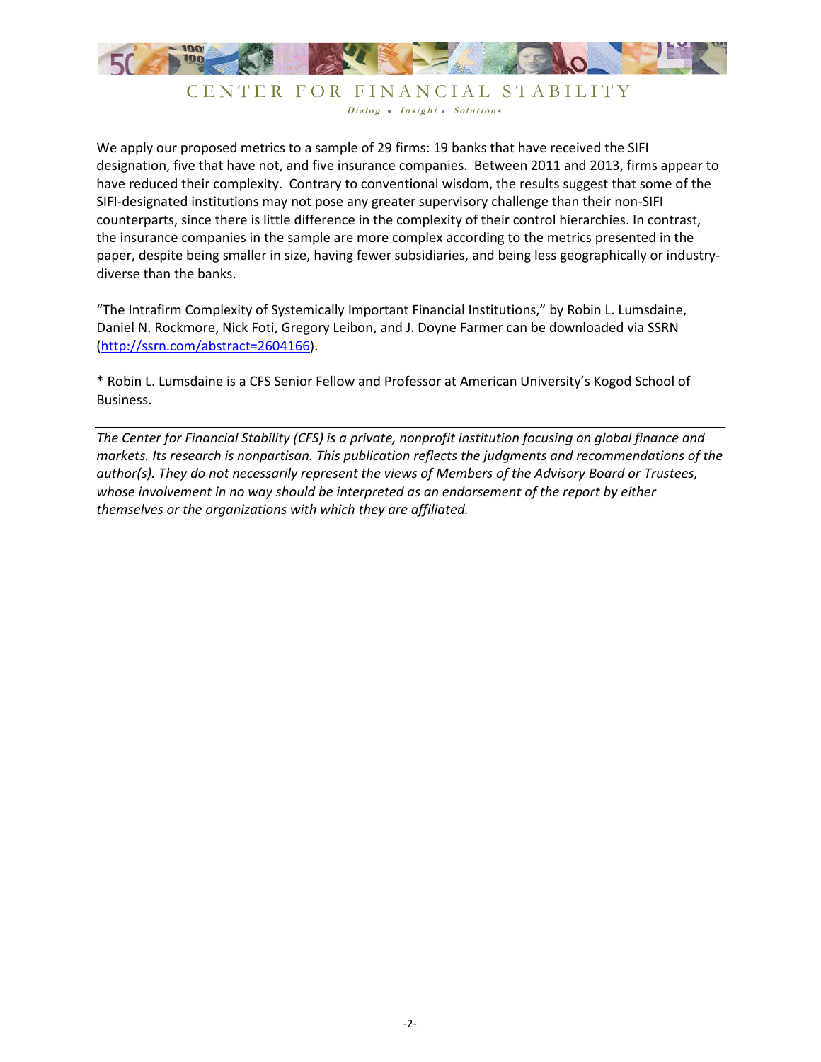We apply our proposed metrics to a sample of 29 firms: 19 banks that have received the SIFI designation, five that have not, and five insurance companies. Between 2011 and 2013, firms appear to have reduced their complexity. Contrary to conventional wisdom, the results suggest that some of the SIFI-designated institutions may not pose any greater supervisory challenge than their non-SIFI counterparts, since there is little difference in the complexity of their control hierarchies. In contrast, the insurance companies in the sample are more complex according to the metrics presented in the paper, despite being smaller in size, having fewer subsidiaries, and being less geographically or industry-diverse than the banks.

"The Intrafirm Complexity of Systemically Important Financial Institutions," by Robin L. Lumsdaine, Daniel N. Rockmore, Nick Foti, Gregory Leibon, and J. Doyne Farmer can be downloaded via SSRN (http://ssrn.com/abstract=2604166).

* Robin L. Lumsdaine is a CFS Senior Fellow and Professor at American University's Kogod School of Business.

---

*The Center for Financial Stability (CFS) is a private, nonprofit institution focusing on global finance and markets. Its research is nonpartisan. This publication reflects the judgments and recommendations of the author(s). They do not necessarily represent the views of Members of the Advisory Board or Trustees, whose involvement in no way should be interpreted as an endorsement of the report by either themselves or the organizations with which they are affiliated.*